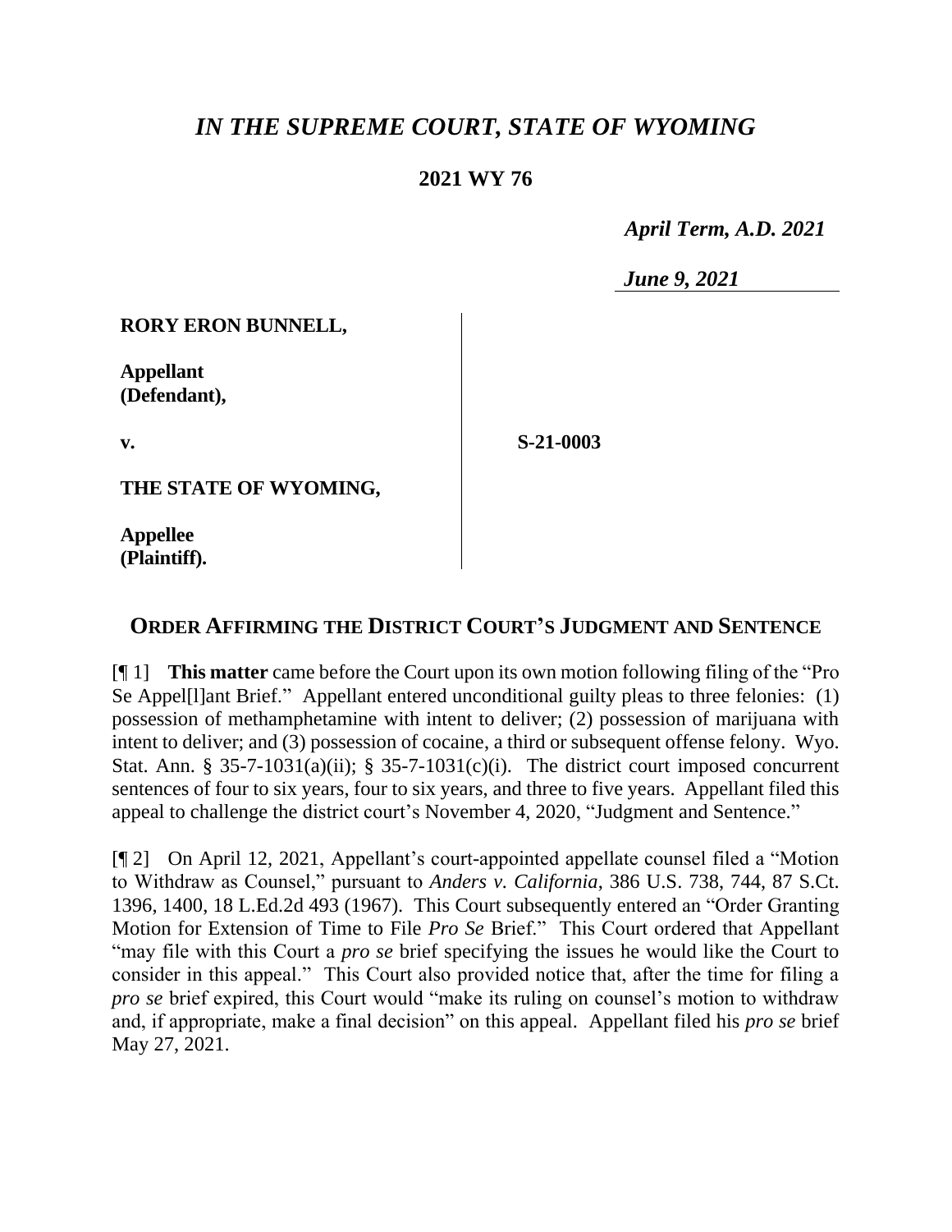# *IN THE SUPREME COURT, STATE OF WYOMING*

## 2021 WY 76

*April Term, A.D. 2021*

*June 9, 2021*

**RORY ERON BUNNELL,**

**Appellant (Defendant),**

**v.**

**S-21-0003**

**THE STATE OF WYOMING,**

**Appellee (Plaintiff).**

## ORDER AFFIRMING THE DISTRICT COURT'S JUDGMENT AND SENTENCE

[¶ 1] **This matter** came before the Court upon its own motion following filing of the "Pro Se Appel[l]ant Brief." Appellant entered unconditional guilty pleas to three felonies: (1) possession of methamphetamine with intent to deliver; (2) possession of marijuana with intent to deliver; and (3) possession of cocaine, a third or subsequent offense felony. Wyo. Stat. Ann. § 35-7-1031(a)(ii); § 35-7-1031(c)(i). The district court imposed concurrent sentences of four to six years, four to six years, and three to five years. Appellant filed this appeal to challenge the district court's November 4, 2020, "Judgment and Sentence."

[¶ 2] On April 12, 2021, Appellant's court-appointed appellate counsel filed a "Motion to Withdraw as Counsel," pursuant to *Anders v. California*, 386 U.S. 738, 744, 87 S.Ct. 1396, 1400, 18 L.Ed.2d 493 (1967). This Court subsequently entered an "Order Granting Motion for Extension of Time to File *Pro Se* Brief." This Court ordered that Appellant "may file with this Court a *pro se* brief specifying the issues he would like the Court to consider in this appeal." This Court also provided notice that, after the time for filing a *pro se* brief expired, this Court would "make its ruling on counsel's motion to withdraw and, if appropriate, make a final decision" on this appeal. Appellant filed his *pro se* brief May 27, 2021.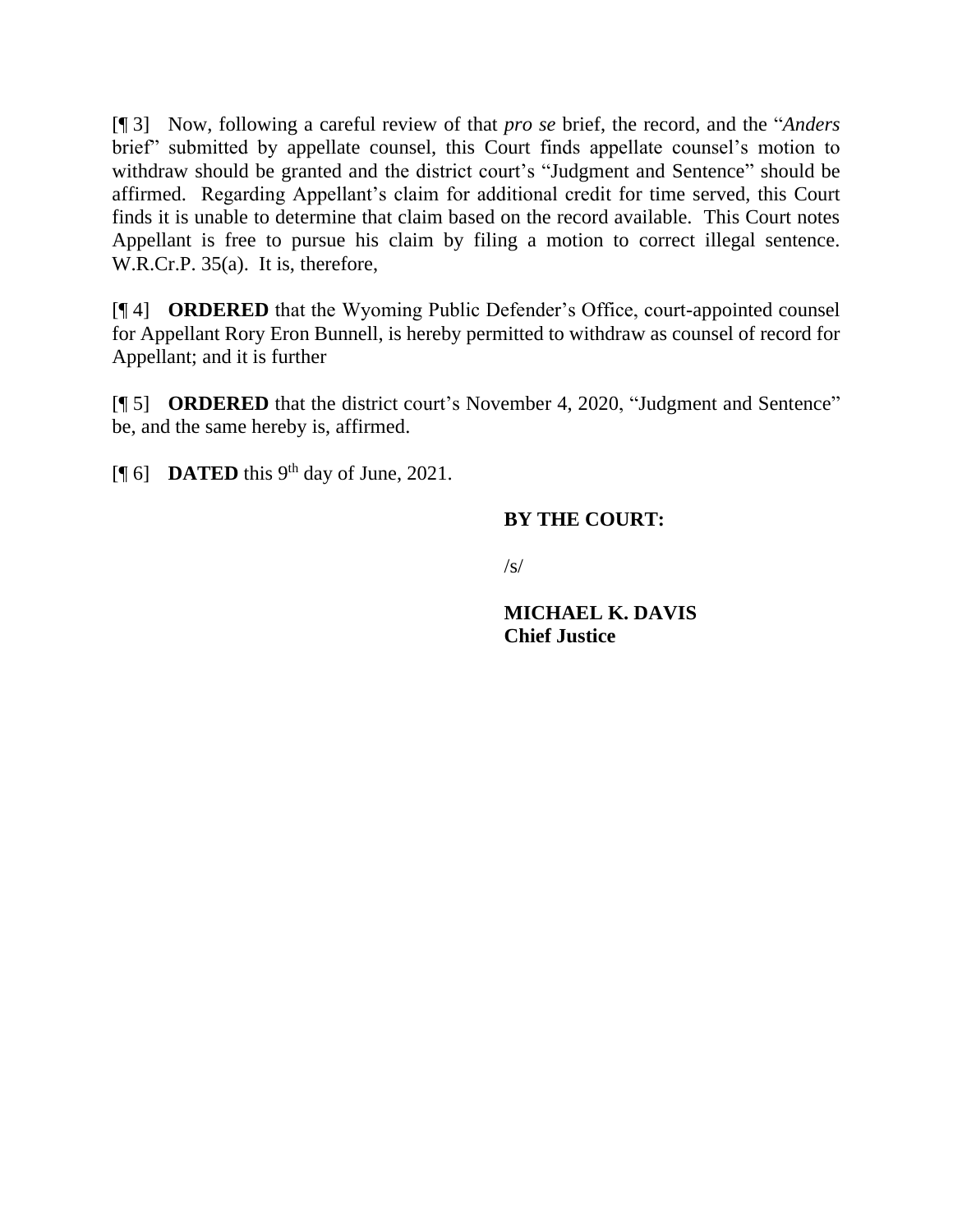[¶ 3] Now, following a careful review of that *pro se* brief, the record, and the "*Anders* brief" submitted by appellate counsel, this Court finds appellate counsel's motion to withdraw should be granted and the district court's "Judgment and Sentence" should be affirmed. Regarding Appellant's claim for additional credit for time served, this Court finds it is unable to determine that claim based on the record available. This Court notes Appellant is free to pursue his claim by filing a motion to correct illegal sentence. W.R.Cr.P. 35(a). It is, therefore,

[¶ 4] **ORDERED** that the Wyoming Public Defender's Office, court-appointed counsel for Appellant Rory Eron Bunnell, is hereby permitted to withdraw as counsel of record for Appellant; and it is further

[¶ 5] **ORDERED** that the district court's November 4, 2020, "Judgment and Sentence" be, and the same hereby is, affirmed.

[¶ 6] **DATED** this 9th day of June, 2021.

**BY THE COURT:**

/s/

**MICHAEL K. DAVIS**
**Chief Justice**